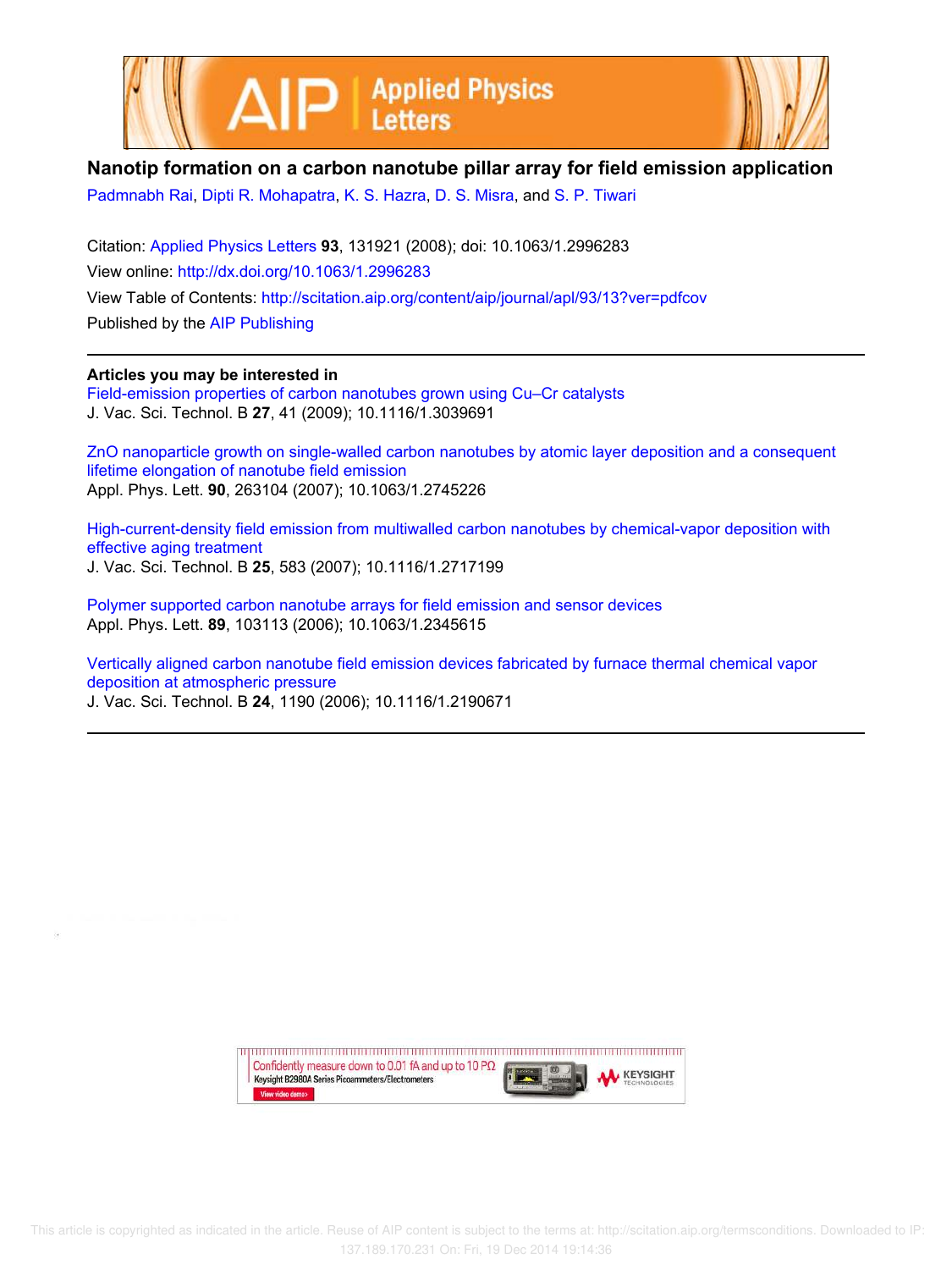# Nanotip formation on a carbon nanotube pillar array for field emission application

Padmnabh Rai, Dipti R. Mohapatra, K. S. Hazra, D. S. Misra, and S. P. Tiwari

Citation: Applied Physics Letters **93**, 131921 (2008); doi: 10.1063/1.2996283

View online: http://dx.doi.org/10.1063/1.2996283

View Table of Contents: http://scitation.aip.org/content/aip/journal/apl/93/13?ver=pdfcov

Published by the AIP Publishing

---

## Articles you may be interested in

Field-emission properties of carbon nanotubes grown using Cu–Cr catalysts
J. Vac. Sci. Technol. B **27**, 41 (2009); 10.1116/1.3039691

ZnO nanoparticle growth on single-walled carbon nanotubes by atomic layer deposition and a consequent lifetime elongation of nanotube field emission
Appl. Phys. Lett. **90**, 263104 (2007); 10.1063/1.2745226

High-current-density field emission from multiwalled carbon nanotubes by chemical-vapor deposition with effective aging treatment
J. Vac. Sci. Technol. B **25**, 583 (2007); 10.1116/1.2717199

Polymer supported carbon nanotube arrays for field emission and sensor devices
Appl. Phys. Lett. **89**, 103113 (2006); 10.1063/1.2345615

Vertically aligned carbon nanotube field emission devices fabricated by furnace thermal chemical vapor deposition at atmospheric pressure
J. Vac. Sci. Technol. B **24**, 1190 (2006); 10.1116/1.2190671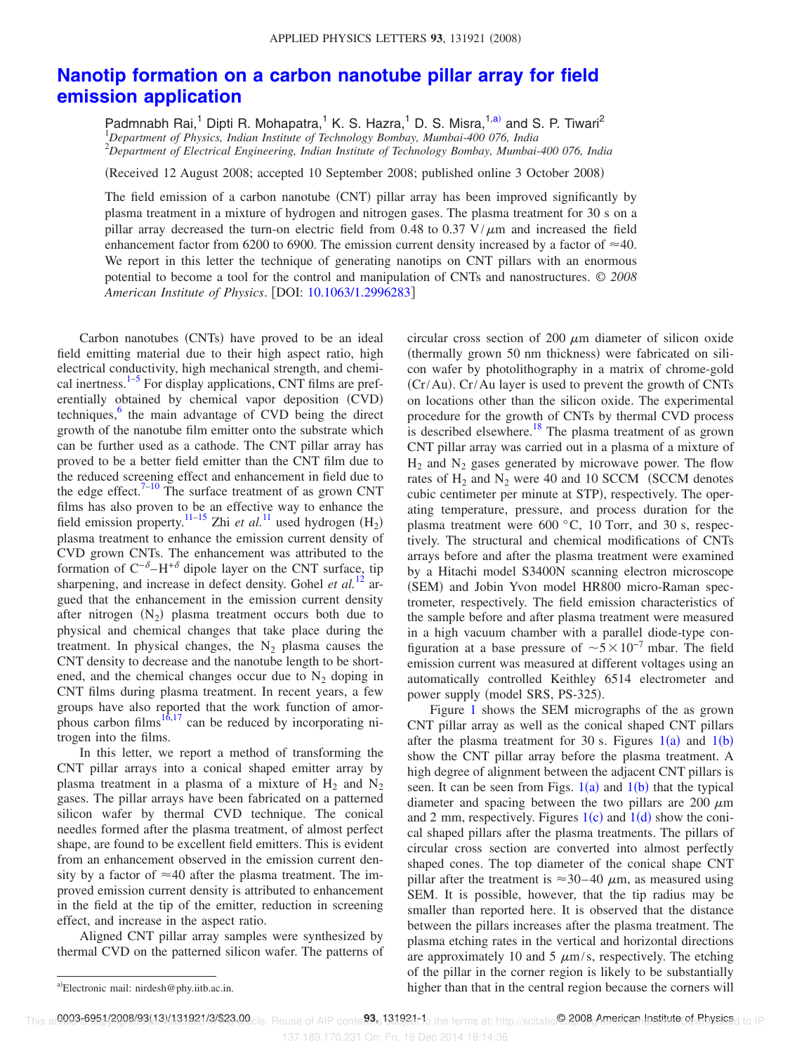# Nanotip formation on a carbon nanotube pillar array for field emission application

Padmnabh Rai,[1] Dipti R. Mohapatra,[1] K. S. Hazra,[1] D. S. Misra,[1,a)] and S. P. Tiwari[2]

[1]*Department of Physics, Indian Institute of Technology Bombay, Mumbai-400 076, India*
[2]*Department of Electrical Engineering, Indian Institute of Technology Bombay, Mumbai-400 076, India*

(Received 12 August 2008; accepted 10 September 2008; published online 3 October 2008)

The field emission of a carbon nanotube (CNT) pillar array has been improved significantly by plasma treatment in a mixture of hydrogen and nitrogen gases. The plasma treatment for 30 s on a pillar array decreased the turn-on electric field from 0.48 to 0.37 V/$\mu$m and increased the field enhancement factor from 6200 to 6900. The emission current density increased by a factor of $\approx$40. We report in this letter the technique of generating nanotips on CNT pillars with an enormous potential to become a tool for the control and manipulation of CNTs and nanostructures. © *2008 American Institute of Physics*. [DOI: 10.1063/1.2996283]

Carbon nanotubes (CNTs) have proved to be an ideal field emitting material due to their high aspect ratio, high electrical conductivity, high mechanical strength, and chemical inertness.[1–5] For display applications, CNT films are preferentially obtained by chemical vapor deposition (CVD) techniques,[6] the main advantage of CVD being the direct growth of the nanotube film emitter onto the substrate which can be further used as a cathode. The CNT pillar array has proved to be a better field emitter than the CNT film due to the reduced screening effect and enhancement in field due to the edge effect.[7–10] The surface treatment of as grown CNT films has also proven to be an effective way to enhance the field emission property.[11–15] Zhi *et al.*[11] used hydrogen ($H_2$) plasma treatment to enhance the emission current density of CVD grown CNTs. The enhancement was attributed to the formation of $C^{-\delta}$–$H^{+\delta}$ dipole layer on the CNT surface, tip sharpening, and increase in defect density. Gohel *et al.*[12] argued that the enhancement in the emission current density after nitrogen ($N_2$) plasma treatment occurs both due to physical and chemical changes that take place during the treatment. In physical changes, the $N_2$ plasma causes the CNT density to decrease and the nanotube length to be shortened, and the chemical changes occur due to $N_2$ doping in CNT films during plasma treatment. In recent years, a few groups have also reported that the work function of amorphous carbon films[16,17] can be reduced by incorporating nitrogen into the films.

In this letter, we report a method of transforming the CNT pillar arrays into a conical shaped emitter array by plasma treatment in a plasma of a mixture of $H_2$ and $N_2$ gases. The pillar arrays have been fabricated on a patterned silicon wafer by thermal CVD technique. The conical needles formed after the plasma treatment, of almost perfect shape, are found to be excellent field emitters. This is evident from an enhancement observed in the emission current density by a factor of $\approx$40 after the plasma treatment. The improved emission current density is attributed to enhancement in the field at the tip of the emitter, reduction in screening effect, and increase in the aspect ratio.

Aligned CNT pillar array samples were synthesized by thermal CVD on the patterned silicon wafer. The patterns of circular cross section of 200 $\mu$m diameter of silicon oxide (thermally grown 50 nm thickness) were fabricated on silicon wafer by photolithography in a matrix of chrome-gold (Cr/Au). Cr/Au layer is used to prevent the growth of CNTs on locations other than the silicon oxide. The experimental procedure for the growth of CNTs by thermal CVD process is described elsewhere.[18] The plasma treatment of as grown CNT pillar array was carried out in a plasma of a mixture of $H_2$ and $N_2$ gases generated by microwave power. The flow rates of $H_2$ and $N_2$ were 40 and 10 SCCM (SCCM denotes cubic centimeter per minute at STP), respectively. The operating temperature, pressure, and process duration for the plasma treatment were 600 °C, 10 Torr, and 30 s, respectively. The structural and chemical modifications of CNTs arrays before and after the plasma treatment were examined by a Hitachi model S3400N scanning electron microscope (SEM) and Jobin Yvon model HR800 micro-Raman spectrometer, respectively. The field emission characteristics of the sample before and after plasma treatment were measured in a high vacuum chamber with a parallel diode-type configuration at a base pressure of $\sim 5 \times 10^{-7}$ mbar. The field emission current was measured at different voltages using an automatically controlled Keithley 6514 electrometer and power supply (model SRS, PS-325).

Figure 1 shows the SEM micrographs of the as grown CNT pillar array as well as the conical shaped CNT pillars after the plasma treatment for 30 s. Figures 1(a) and 1(b) show the CNT pillar array before the plasma treatment. A high degree of alignment between the adjacent CNT pillars is seen. It can be seen from Figs. 1(a) and 1(b) that the typical diameter and spacing between the two pillars are 200 $\mu$m and 2 mm, respectively. Figures 1(c) and 1(d) show the conical shaped pillars after the plasma treatments. The pillars of circular section are converted into almost perfectly shaped cones. The top diameter of the conical shape CNT pillar after the treatment is $\approx$30–40 $\mu$m, as measured using SEM. It is possible, however, that the tip radius may be smaller than reported here. It is observed that the distance between the pillars increases after the plasma treatment. The plasma etching rates in the vertical and horizontal directions are approximately 10 and 5 $\mu$m/s, respectively. The etching of the pillar in the corner region is likely to be substantially higher than that in the central region because the corners will

a)Electronic mail: nirdesh@phy.iitb.ac.in.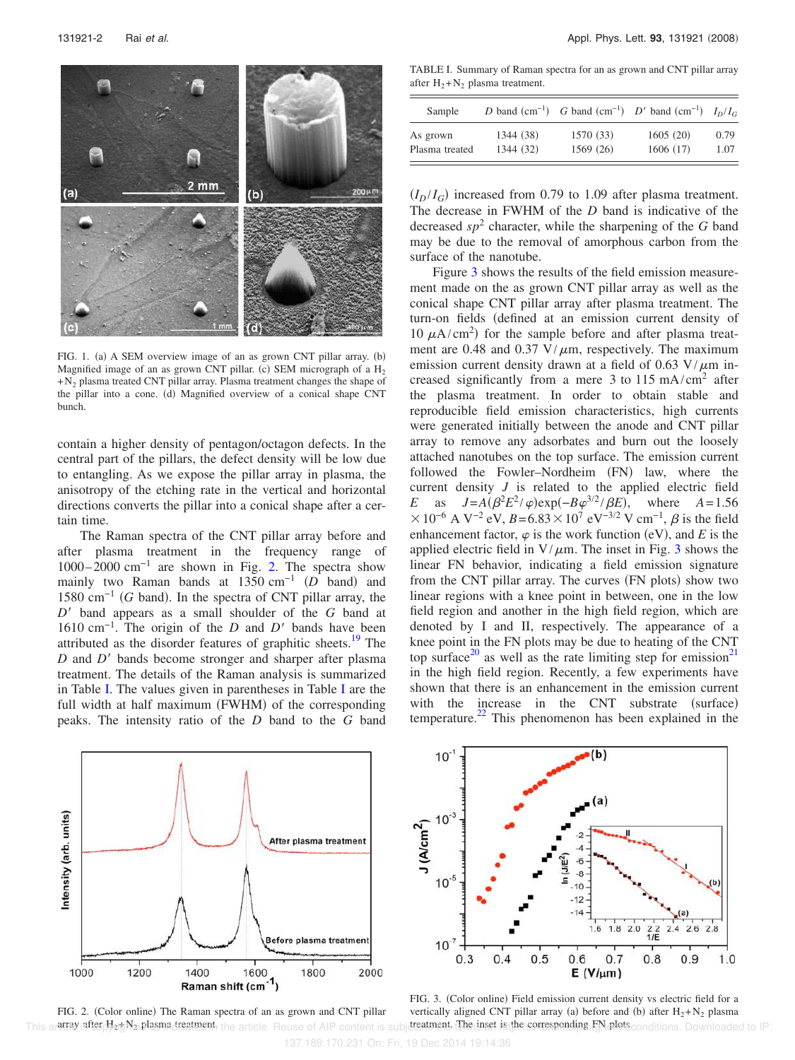FIG. 1. (a) A SEM overview image of an as grown CNT pillar array. (b) Magnified image of an as grown CNT pillar. (c) SEM micrograph of a $H_2+N_2$ plasma treated CNT pillar array. Plasma treatment changes the shape of the pillar into a cone. (d) Magnified overview of a conical shape CNT bunch.

contain a higher density of pentagon/octagon defects. In the central part of the pillars, the defect density will be low due to entangling. As we expose the pillar array in plasma, the anisotropy of the etching rate in the vertical and horizontal directions converts the pillar into a conical shape after a certain time.

The Raman spectra of the CNT pillar array before and after plasma treatment in the frequency range of 1000–2000 $cm^{-1}$ are shown in Fig. 2. The spectra show mainly two Raman bands at 1350 $cm^{-1}$ ($D$ band) and 1580 $cm^{-1}$ ($G$ band). In the spectra of CNT pillar array, the $D'$ band appears as a small shoulder of the $G$ band at 1610 $cm^{-1}$. The origin of the $D$ and $D'$ bands have been attributed as the disorder features of graphitic sheets.[19] The $D$ and $D'$ bands become stronger and sharper after plasma treatment. The details of the Raman analysis is summarized in Table I. The values given in parentheses in Table I are the full width at half maximum (FWHM) of the corresponding peaks. The intensity ratio of the $D$ band to the $G$ band ($I_D/I_G$) increased from 0.79 to 1.09 after plasma treatment. The decrease in FWHM of the $D$ band is indicative of the decreased $sp^2$ character, while the sharpening of the $G$ band may be due to the removal of amorphous carbon from the surface of the nanotube.

TABLE I. Summary of Raman spectra for an as grown and CNT pillar array after $H_2+N_2$ plasma treatment.

| Sample | $D$ band ($cm^{-1}$) | $G$ band ($cm^{-1}$) | $D'$ band ($cm^{-1}$) | $I_D/I_G$ |
|---|---|---|---|---|
| As grown | 1344 (38) | 1570 (33) | 1605 (20) | 0.79 |
| Plasma treated | 1344 (32) | 1569 (26) | 1606 (17) | 1.07 |

Figure 3 shows the results of the field emission measurement made on the as grown CNT pillar array as well as the conical shape CNT pillar array after plasma treatment. The turn-on fields (defined at an emission current density of 10 $\mu A/cm^2$) for the sample before and after plasma treatment are 0.48 and 0.37 $V/\mu m$, respectively. The maximum emission current density drawn at a field of 0.63 $V/\mu m$ increased significantly from a mere 3 to 115 $mA/cm^2$ after the plasma treatment. In order to obtain stable and reproducible field emission characteristics, high currents were generated initially between the anode and CNT pillar array to remove any adsorbates and burn out the loosely attached nanotubes on the top surface. The emission current followed the Fowler–Nordheim (FN) law, where the current density $J$ is related to the applied electric field $E$ as $J=A(\beta^2E^2/\varphi)\exp(-B\varphi^{3/2}/\beta E)$, where $A=1.56\times10^{-6}$ A $V^{-2}$ eV, $B=6.83\times10^{7}$ $eV^{-3/2}$ V $cm^{-1}$, $\beta$ is the field enhancement factor, $\varphi$ is the work function (eV), and $E$ is the applied electric field in $V/\mu m$. The inset in Fig. 3 shows the linear FN behavior, indicating a field emission signature from the CNT pillar array. The curves (FN plots) show two linear regions with a knee point in between, one in the low field region and another in the high field region, which are denoted by I and II, respectively. The appearance of a knee point in the FN plots may be due to heating of the CNT top surface[20] as well as the rate limiting step for emission[21] in the high field region. Recently, a few experiments have shown that there is an enhancement in the emission current with the increase in the CNT substrate (surface) temperature.[22] This phenomenon has been explained in the

FIG. 2. (Color online) The Raman spectra of an as grown and CNT pillar array after $H_2+N_2$ plasma treatment.

FIG. 3. (Color online) Field emission current density vs electric field for a vertically aligned CNT pillar array (a) before and (b) after $H_2+N_2$ plasma treatment. The inset is the corresponding FN plots.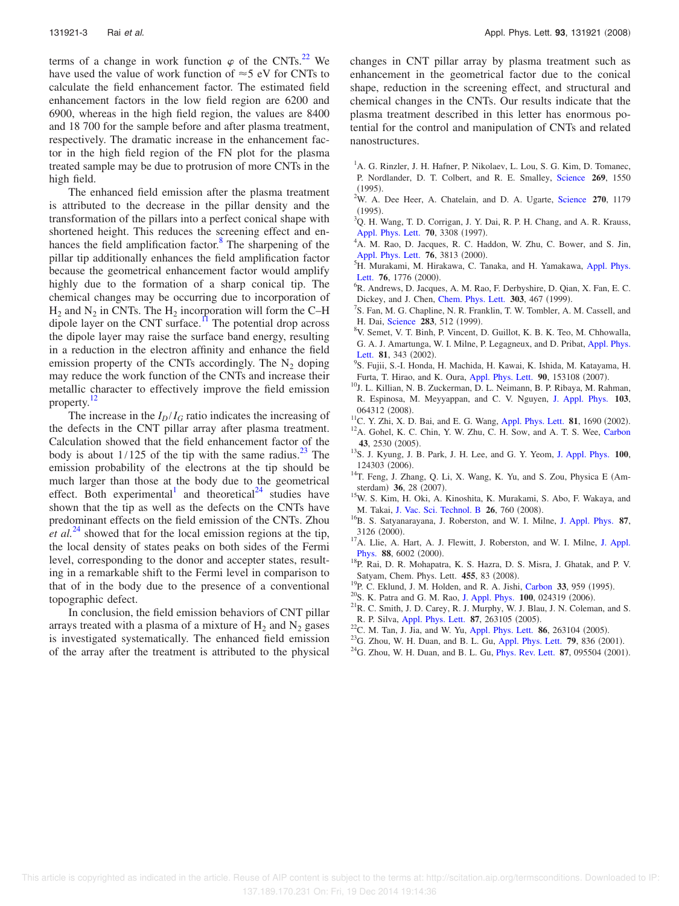terms of a change in work function $\varphi$ of the CNTs.[22] We have used the value of work function of ≈5 eV for CNTs to calculate the field enhancement factor. The estimated field enhancement factors in the low field region are 6200 and 6900, whereas in the high field region, the values are 8400 and 18 700 for the sample before and after plasma treatment, respectively. The dramatic increase in the enhancement factor in the high field region of the FN plot for the plasma treated sample may be due to protrusion of more CNTs in the high field.

The enhanced field emission after the plasma treatment is attributed to the decrease in the pillar density and the transformation of the pillars into a perfect conical shape with shortened height. This reduces the screening effect and enhances the field amplification factor.[8] The sharpening of the pillar tip additionally enhances the field amplification factor because the geometrical enhancement factor would amplify highly due to the formation of a sharp conical tip. The chemical changes may be occurring due to incorporation of $H_2$ and $N_2$ in CNTs. The $H_2$ incorporation will form the C–H dipole layer on the CNT surface.[11] The potential drop across the dipole layer may raise the surface band energy, resulting in a reduction in the electron affinity and enhance the field emission property of the CNTs accordingly. The $N_2$ doping may reduce the work function of the CNTs and increase their metallic character to effectively improve the field emission property.[12]

The increase in the $I_D/I_G$ ratio indicates the increasing of the defects in the CNT pillar array after plasma treatment. Calculation showed that the field enhancement factor of the body is about 1/125 of the tip with the same radius.[23] The emission probability of the electrons at the tip should be much larger than those at the body due to the geometrical effect. Both experimental[1] and theoretical[24] studies have shown that the tip as well as the defects on the CNTs have predominant effects on the field emission of the CNTs. Zhou *et al.*[24] showed that for the local emission regions at the tip, the local density of states peaks on both sides of the Fermi level, corresponding to the donor and accepter states, resulting in a remarkable shift to the Fermi level in comparison to that of in the body due to the presence of a conventional topographic defect.

In conclusion, the field emission behaviors of CNT pillar arrays treated with a plasma of a mixture of $H_2$ and $N_2$ gases is investigated systematically. The enhanced field emission of the array after the treatment is attributed to the physical changes in CNT pillar array by plasma treatment such as enhancement in the geometrical factor due to the conical shape, reduction in the screening effect, and structural and chemical changes in the CNTs. Our results indicate that the plasma treatment described in this letter has enormous potential for the control and manipulation of CNTs and related nanostructures.

[1] A. G. Rinzler, J. H. Hafner, P. Nikolaev, L. Lou, S. G. Kim, D. Tomanec, P. Nordlander, D. T. Colbert, and R. E. Smalley, Science **269**, 1550 (1995).
[2] W. A. Dee Heer, A. Chatelain, and D. A. Ugarte, Science **270**, 1179 (1995).
[3] Q. H. Wang, T. D. Corrigan, J. Y. Dai, R. P. H. Chang, and A. R. Krauss, Appl. Phys. Lett. **70**, 3308 (1997).
[4] A. M. Rao, D. Jacques, R. C. Haddon, W. Zhu, C. Bower, and S. Jin, Appl. Phys. Lett. **76**, 3813 (2000).
[5] H. Murakami, M. Hirakawa, C. Tanaka, and H. Yamakawa, Appl. Phys. Lett. **76**, 1776 (2000).
[6] R. Andrews, D. Jacques, A. M. Rao, F. Derbyshire, D. Qian, X. Fan, E. C. Dickey, and J. Chen, Chem. Phys. Lett. **303**, 467 (1999).
[7] S. Fan, M. G. Chapline, N. R. Franklin, T. W. Tombler, A. M. Cassell, and H. Dai, Science **283**, 512 (1999).
[8] V. Semet, V. T. Binh, P. Vincent, D. Guillot, K. B. K. Teo, M. Chhowalla, G. A. J. Amartunga, W. I. Milne, P. Legagneux, and D. Pribat, Appl. Phys. Lett. **81**, 343 (2002).
[9] S. Fujii, S.-I. Honda, H. Machida, H. Kawai, K. Ishida, M. Katayama, H. Furta, T. Hirao, and K. Oura, Appl. Phys. Lett. **90**, 153108 (2007).
[10] J. L. Killian, N. B. Zuckerman, D. L. Neimann, B. P. Ribaya, M. Rahman, R. Espinosa, M. Meyyappan, and C. V. Nguyen, J. Appl. Phys. **103**, 064312 (2008).
[11] C. Y. Zhi, X. D. Bai, and E. G. Wang, Appl. Phys. Lett. **81**, 1690 (2002).
[12] A. Gohel, K. C. Chin, Y. W. Zhu, C. H. Sow, and A. T. S. Wee, Carbon **43**, 2530 (2005).
[13] S. J. Kyung, J. B. Park, J. H. Lee, and G. Y. Yeom, J. Appl. Phys. **100**, 124303 (2006).
[14] T. Feng, J. Zhang, Q. Li, X. Wang, K. Yu, and S. Zou, Physica E (Amsterdam) **36**, 28 (2007).
[15] W. S. Kim, H. Oki, A. Kinoshita, K. Murakami, S. Abo, F. Wakaya, and M. Takai, J. Vac. Sci. Technol. B **26**, 760 (2008).
[16] B. S. Satyanarayana, J. Roberston, and W. I. Milne, J. Appl. Phys. **87**, 3126 (2000).
[17] A. Llie, A. Hart, A. J. Flewitt, J. Roberston, and W. I. Milne, J. Appl. Phys. **88**, 6002 (2000).
[18] P. Rai, D. R. Mohapatra, K. S. Hazra, D. S. Misra, J. Ghatak, and P. V. Satyam, Chem. Phys. Lett. **455**, 83 (2008).
[19] P. C. Eklund, J. M. Holden, and R. A. Jishi, Carbon **33**, 959 (1995).
[20] S. K. Patra and G. M. Rao, J. Appl. Phys. **100**, 024319 (2006).
[21] R. C. Smith, J. D. Carey, R. J. Murphy, W. J. Blau, J. N. Coleman, and S. R. P. Silva, Appl. Phys. Lett. **87**, 263105 (2005).
[22] C. M. Tan, J. Jia, and W. Yu, Appl. Phys. Lett. **86**, 263104 (2005).
[23] G. Zhou, W. H. Duan, and B. L. Gu, Appl. Phys. Lett. **79**, 836 (2001).
[24] G. Zhou, W. H. Duan, and B. L. Gu, Phys. Rev. Lett. **87**, 095504 (2001).